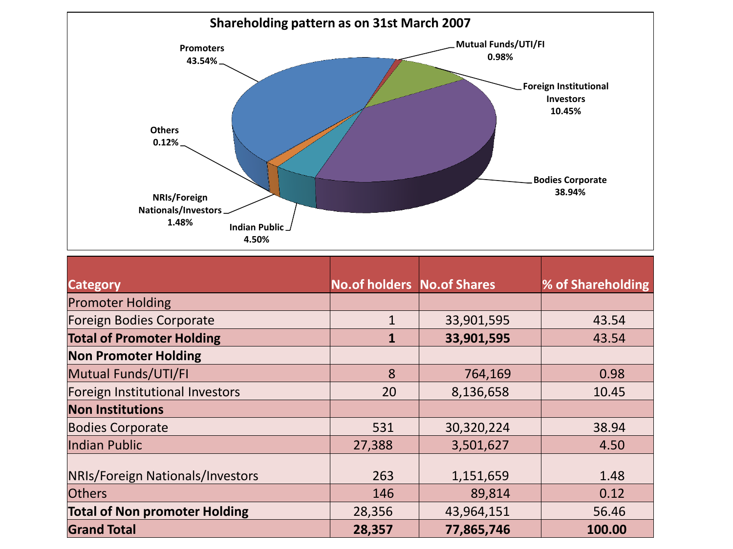## Shareholding pattern as on 31st March 2007

Promoters 43.54%

Mutual Funds/UTI/FI 0.98%

Foreign Institutional Investors 10.45%

Bodies Corporate 38.94%

Indian Public 4.50%

NRIs/Foreign Nationals/Investors 1.48%

Others 0.12%

| Category | No.of holders | No.of Shares | % of Shareholding |
|---|---|---|---|
| Promoter Holding | | | |
| Foreign Bodies Corporate | 1 | 33,901,595 | 43.54 |
| **Total of Promoter Holding** | **1** | **33,901,595** | 43.54 |
| **Non Promoter Holding** | | | |
| Mutual Funds/UTI/FI | 8 | 764,169 | 0.98 |
| Foreign Institutional Investors | 20 | 8,136,658 | 10.45 |
| **Non Institutions** | | | |
| Bodies Corporate | 531 | 30,320,224 | 38.94 |
| Indian Public | 27,388 | 3,501,627 | 4.50 |
| NRIs/Foreign Nationals/Investors | 263 | 1,151,659 | 1.48 |
| Others | 146 | 89,814 | 0.12 |
| **Total of Non promoter Holding** | 28,356 | 43,964,151 | 56.46 |
| **Grand Total** | **28,357** | **77,865,746** | **100.00** |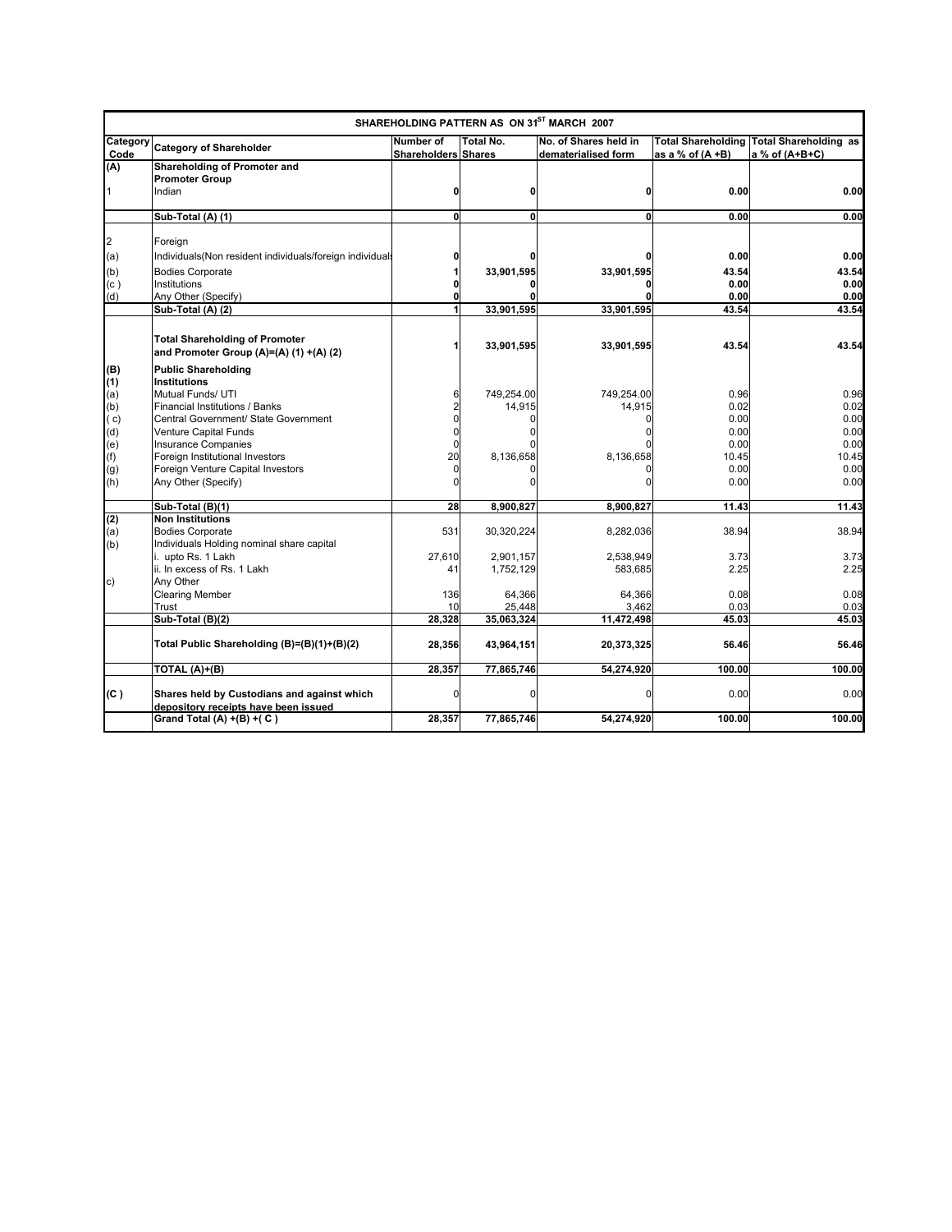| SHAREHOLDING PATTERN AS ON 31ST MARCH 2007 | | | | | | |
|---|---|---|---|---|---|---|
| **Category Code** | **Category of Shareholder** | **Number of Shareholders** | **Total No. Shares** | **No. of Shares held in dematerialised form** | **Total Shareholding as a % of (A +B)** | **Total Shareholding as a % of (A+B+C)** |
| **(A)** | **Shareholding of Promoter and Promoter Group** | | | | | |
| 1 | Indian | **0** | **0** | **0** | **0.00** | **0.00** |
| | **Sub-Total (A) (1)** | **0** | **0** | **0** | **0.00** | **0.00** |
| 2 | Foreign | | | | | |
| (a) | Individuals(Non resident individuals/foreign individuals | **0** | **0** | **0** | **0.00** | **0.00** |
| (b) | Bodies Corporate | **1** | **33,901,595** | **33,901,595** | **43.54** | **43.54** |
| (c ) | Institutions | **0** | **0** | **0** | **0.00** | **0.00** |
| (d) | Any Other (Specify) | **0** | **0** | **0** | **0.00** | **0.00** |
| | **Sub-Total (A) (2)** | **1** | **33,901,595** | **33,901,595** | **43.54** | **43.54** |
| | **Total Shareholding of Promoter and Promoter Group (A)=(A) (1) +(A) (2)** | **1** | **33,901,595** | **33,901,595** | **43.54** | **43.54** |
| **(B)** | **Public Shareholding** | | | | | |
| **(1)** | **Institutions** | | | | | |
| (a) | Mutual Funds/ UTI | 6 | 749,254.00 | 749,254.00 | 0.96 | 0.96 |
| (b) | Financial Institutions / Banks | 2 | 14,915 | 14,915 | 0.02 | 0.02 |
| ( c) | Central Government/ State Government | 0 | 0 | 0 | 0.00 | 0.00 |
| (d) | Venture Capital Funds | 0 | 0 | 0 | 0.00 | 0.00 |
| (e) | Insurance Companies | 0 | 0 | 0 | 0.00 | 0.00 |
| (f) | Foreign Institutional Investors | 20 | 8,136,658 | 8,136,658 | 10.45 | 10.45 |
| (g) | Foreign Venture Capital Investors | 0 | 0 | 0 | 0.00 | 0.00 |
| (h) | Any Other (Specify) | 0 | 0 | 0 | 0.00 | 0.00 |
| | **Sub-Total (B)(1)** | **28** | **8,900,827** | **8,900,827** | **11.43** | **11.43** |
| **(2)** | **Non Institutions** | | | | | |
| (a) | Bodies Corporate | 531 | 30,320,224 | 8,282,036 | 38.94 | 38.94 |
| (b) | Individuals Holding nominal share capital | | | | | |
| | i. upto Rs. 1 Lakh | 27,610 | 2,901,157 | 2,538,949 | 3.73 | 3.73 |
| | ii. In excess of Rs. 1 Lakh | 41 | 1,752,129 | 583,685 | 2.25 | 2.25 |
| c) | Any Other | | | | | |
| | Clearing Member | 136 | 64,366 | 64,366 | 0.08 | 0.08 |
| | Trust | 10 | 25,448 | 3,462 | 0.03 | 0.03 |
| | **Sub-Total (B)(2)** | **28,328** | **35,063,324** | **11,472,498** | **45.03** | **45.03** |
| | **Total Public Shareholding (B)=(B)(1)+(B)(2)** | **28,356** | **43,964,151** | **20,373,325** | **56.46** | **56.46** |
| | **TOTAL (A)+(B)** | **28,357** | **77,865,746** | **54,274,920** | **100.00** | **100.00** |
| **(C )** | **Shares held by Custodians and against which depository receipts have been issued** | 0 | 0 | 0 | 0.00 | 0.00 |
| | **Grand Total (A) +(B) +( C )** | **28,357** | **77,865,746** | **54,274,920** | **100.00** | **100.00** |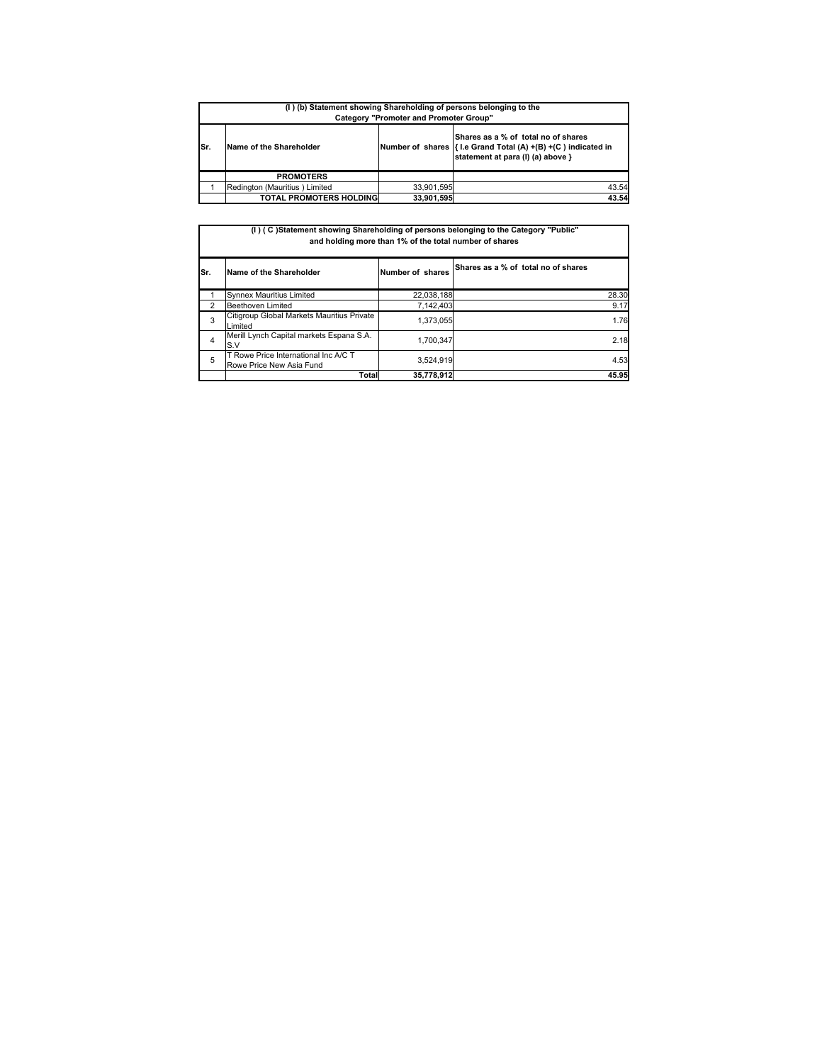**(I ) (b) Statement showing Shareholding of persons belonging to the Category "Promoter and Promoter Group"**

| Sr. | Name of the Shareholder | Number of shares | Shares as a % of total no of shares { I.e Grand Total (A) +(B) +(C ) indicated in statement at para (I) (a) above } |
|---|---|---|---|
| | **PROMOTERS** | | |
| 1 | Redington (Mauritius ) Limited | 33,901,595 | 43.54 |
| | **TOTAL PROMOTERS HOLDING** | **33,901,595** | **43.54** |

**(I ) ( C )Statement showing Shareholding of persons belonging to the Category "Public" and holding more than 1% of the total number of shares**

| Sr. | Name of the Shareholder | Number of shares | Shares as a % of total no of shares |
|---|---|---|---|
| 1 | Synnex Mauritius Limited | 22,038,188 | 28.30 |
| 2 | Beethoven Limited | 7,142,403 | 9.17 |
| 3 | Citigroup Global Markets Mauritius Private Limited | 1,373,055 | 1.76 |
| 4 | Merill Lynch Capital markets Espana S.A. S.V | 1,700,347 | 2.18 |
| 5 | T Rowe Price International Inc A/C T Rowe Price New Asia Fund | 3,524,919 | 4.53 |
| | **Total** | **35,778,912** | **45.95** |